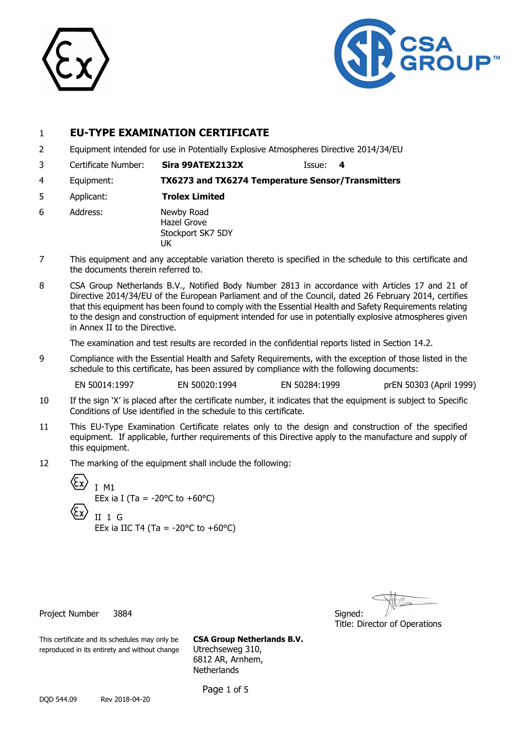1 **EU-TYPE EXAMINATION CERTIFICATE**

2 Equipment intended for use in Potentially Explosive Atmospheres Directive 2014/34/EU

3 Certificate Number: **Sira 99ATEX2132X** Issue: **4**

4 Equipment: **TX6273 and TX6274 Temperature Sensor/Transmitters**

5 Applicant: **Trolex Limited**

6 Address: Newby Road
Hazel Grove
Stockport SK7 5DY
UK

7 This equipment and any acceptable variation thereto is specified in the schedule to this certificate and the documents therein referred to.

8 CSA Group Netherlands B.V., Notified Body Number 2813 in accordance with Articles 17 and 21 of Directive 2014/34/EU of the European Parliament and of the Council, dated 26 February 2014, certifies that this equipment has been found to comply with the Essential Health and Safety Requirements relating to the design and construction of equipment intended for use in potentially explosive atmospheres given in Annex II to the Directive.

The examination and test results are recorded in the confidential reports listed in Section 14.2.

9 Compliance with the Essential Health and Safety Requirements, with the exception of those listed in the schedule to this certificate, has been assured by compliance with the following documents:

EN 50014:1997 EN 50020:1994 EN 50284:1999 prEN 50303 (April 1999)

10 If the sign 'X' is placed after the certificate number, it indicates that the equipment is subject to Specific Conditions of Use identified in the schedule to this certificate.

11 This EU-Type Examination Certificate relates only to the design and construction of the specified equipment. If applicable, further requirements of this Directive apply to the manufacture and supply of this equipment.

12 The marking of the equipment shall include the following:

Ex I M1
EEx ia I (Ta = -20°C to +60°C)

Ex II 1 G
EEx ia IIC T4 (Ta = -20°C to +60°C)

Project Number 3884

Signed:
Title: Director of Operations

This certificate and its schedules may only be reproduced in its entirety and without change

**CSA Group Netherlands B.V.**
Utrechseweg 310,
6812 AR, Arnhem,
Netherlands

DQD 544.09 Rev 2018-04-20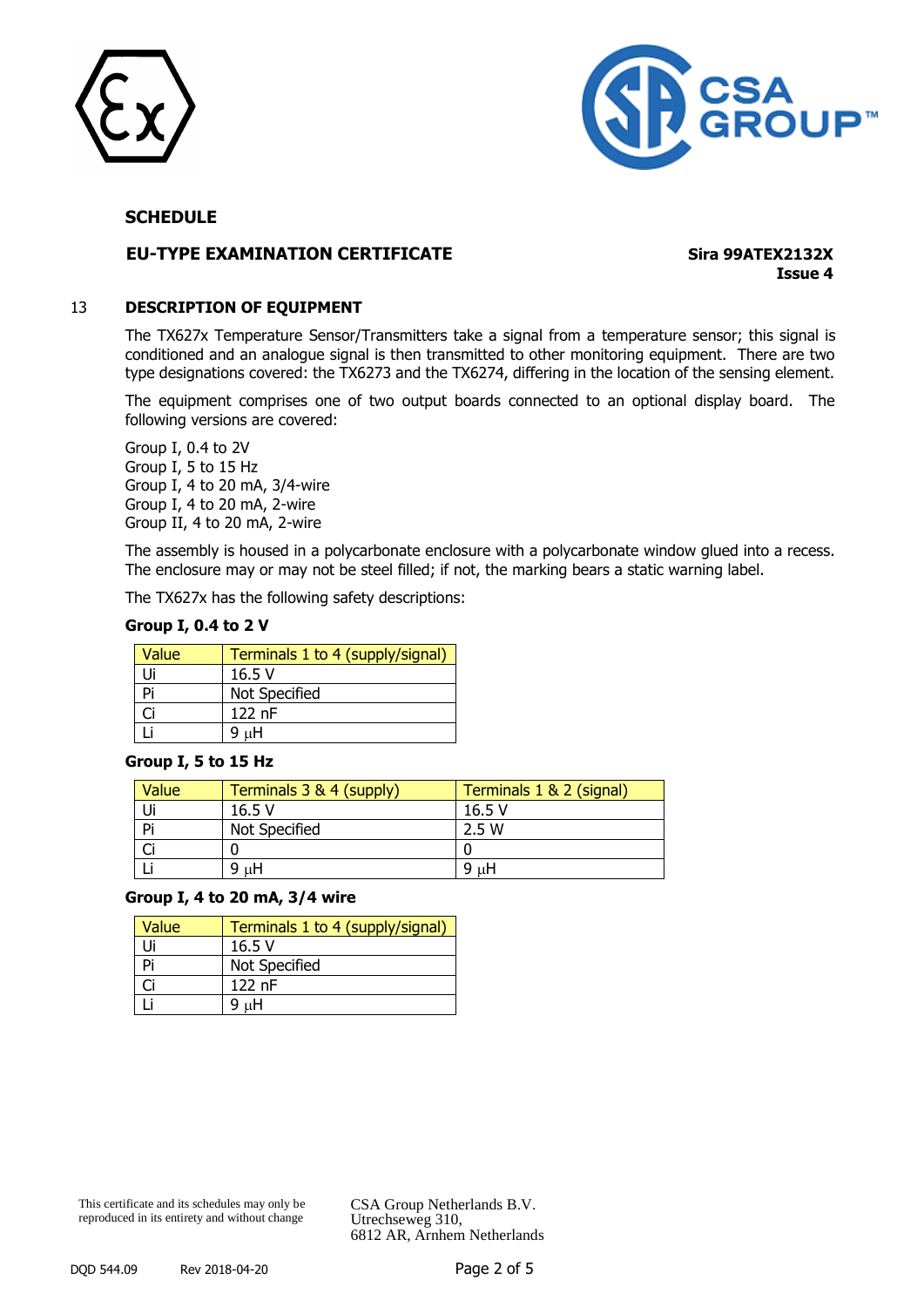**SCHEDULE**

**EU-TYPE EXAMINATION CERTIFICATE**

**Sira 99ATEX2132X**
**Issue 4**

## 13 DESCRIPTION OF EQUIPMENT

The TX627x Temperature Sensor/Transmitters take a signal from a temperature sensor; this signal is conditioned and an analogue signal is then transmitted to other monitoring equipment. There are two type designations covered: the TX6273 and the TX6274, differing in the location of the sensing element.

The equipment comprises one of two output boards connected to an optional display board. The following versions are covered:

Group I, 0.4 to 2V
Group I, 5 to 15 Hz
Group I, 4 to 20 mA, 3/4-wire
Group I, 4 to 20 mA, 2-wire
Group II, 4 to 20 mA, 2-wire

The assembly is housed in a polycarbonate enclosure with a polycarbonate window glued into a recess. The enclosure may or may not be steel filled; if not, the marking bears a static warning label.

The TX627x has the following safety descriptions:

**Group I, 0.4 to 2 V**

| Value | Terminals 1 to 4 (supply/signal) |
|---|---|
| Ui | 16.5 V |
| Pi | Not Specified |
| Ci | 122 nF |
| Li | 9 μH |

**Group I, 5 to 15 Hz**

| Value | Terminals 3 & 4 (supply) | Terminals 1 & 2 (signal) |
|---|---|---|
| Ui | 16.5 V | 16.5 V |
| Pi | Not Specified | 2.5 W |
| Ci | 0 | 0 |
| Li | 9 μH | 9 μH |

**Group I, 4 to 20 mA, 3/4 wire**

| Value | Terminals 1 to 4 (supply/signal) |
|---|---|
| Ui | 16.5 V |
| Pi | Not Specified |
| Ci | 122 nF |
| Li | 9 μH |

This certificate and its schedules may only be reproduced in its entirety and without change

CSA Group Netherlands B.V.
Utrechseweg 310,
6812 AR, Arnhem Netherlands

DQD 544.09 Rev 2018-04-20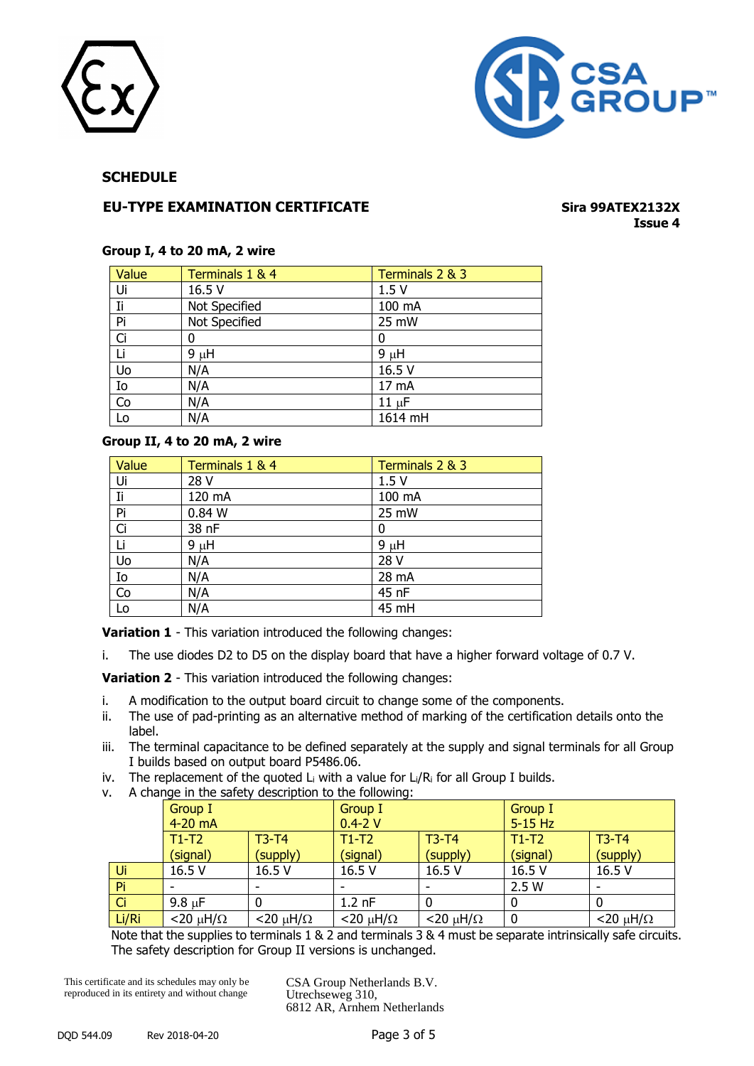**SCHEDULE**

**EU-TYPE EXAMINATION CERTIFICATE**

**Sira 99ATEX2132X**
**Issue 4**

**Group I, 4 to 20 mA, 2 wire**

| Value | Terminals 1 & 4 | Terminals 2 & 3 |
|---|---|---|
| Ui | 16.5 V | 1.5 V |
| Ii | Not Specified | 100 mA |
| Pi | Not Specified | 25 mW |
| Ci | 0 | 0 |
| Li | 9 μH | 9 μH |
| Uo | N/A | 16.5 V |
| Io | N/A | 17 mA |
| Co | N/A | 11 μF |
| Lo | N/A | 1614 mH |

**Group II, 4 to 20 mA, 2 wire**

| Value | Terminals 1 & 4 | Terminals 2 & 3 |
|---|---|---|
| Ui | 28 V | 1.5 V |
| Ii | 120 mA | 100 mA |
| Pi | 0.84 W | 25 mW |
| Ci | 38 nF | 0 |
| Li | 9 μH | 9 μH |
| Uo | N/A | 28 V |
| Io | N/A | 28 mA |
| Co | N/A | 45 nF |
| Lo | N/A | 45 mH |

**Variation 1** - This variation introduced the following changes:

i. The use diodes D2 to D5 on the display board that have a higher forward voltage of 0.7 V.

**Variation 2** - This variation introduced the following changes:

i. A modification to the output board circuit to change some of the components.
ii. The use of pad-printing as an alternative method of marking of the certification details onto the label.
iii. The terminal capacitance to be defined separately at the supply and signal terminals for all Group I builds based on output board P5486.06.
iv. The replacement of the quoted $L_i$ with a value for $L_i/R_i$ for all Group I builds.
v. A change in the safety description to the following:

| | Group I 4-20 mA | | Group I 0.4-2 V | | Group I 5-15 Hz | |
|---|---|---|---|---|---|---|
| | T1-T2 (signal) | T3-T4 (supply) | T1-T2 (signal) | T3-T4 (supply) | T1-T2 (signal) | T3-T4 (supply) |
| Ui | 16.5 V | 16.5 V | 16.5 V | 16.5 V | 16.5 V | 16.5 V |
| Pi | - | - | - | - | 2.5 W | - |
| Ci | 9.8 μF | 0 | 1.2 nF | 0 | 0 | 0 |
| Li/Ri | <20 μH/Ω | <20 μH/Ω | <20 μH/Ω | <20 μH/Ω | 0 | <20 μH/Ω |

Note that the supplies to terminals 1 & 2 and terminals 3 & 4 must be separate intrinsically safe circuits.
The safety description for Group II versions is unchanged.

This certificate and its schedules may only be reproduced in its entirety and without change

CSA Group Netherlands B.V.
Utrechseweg 310,
6812 AR, Arnhem Netherlands

DQD 544.09 Rev 2018-04-20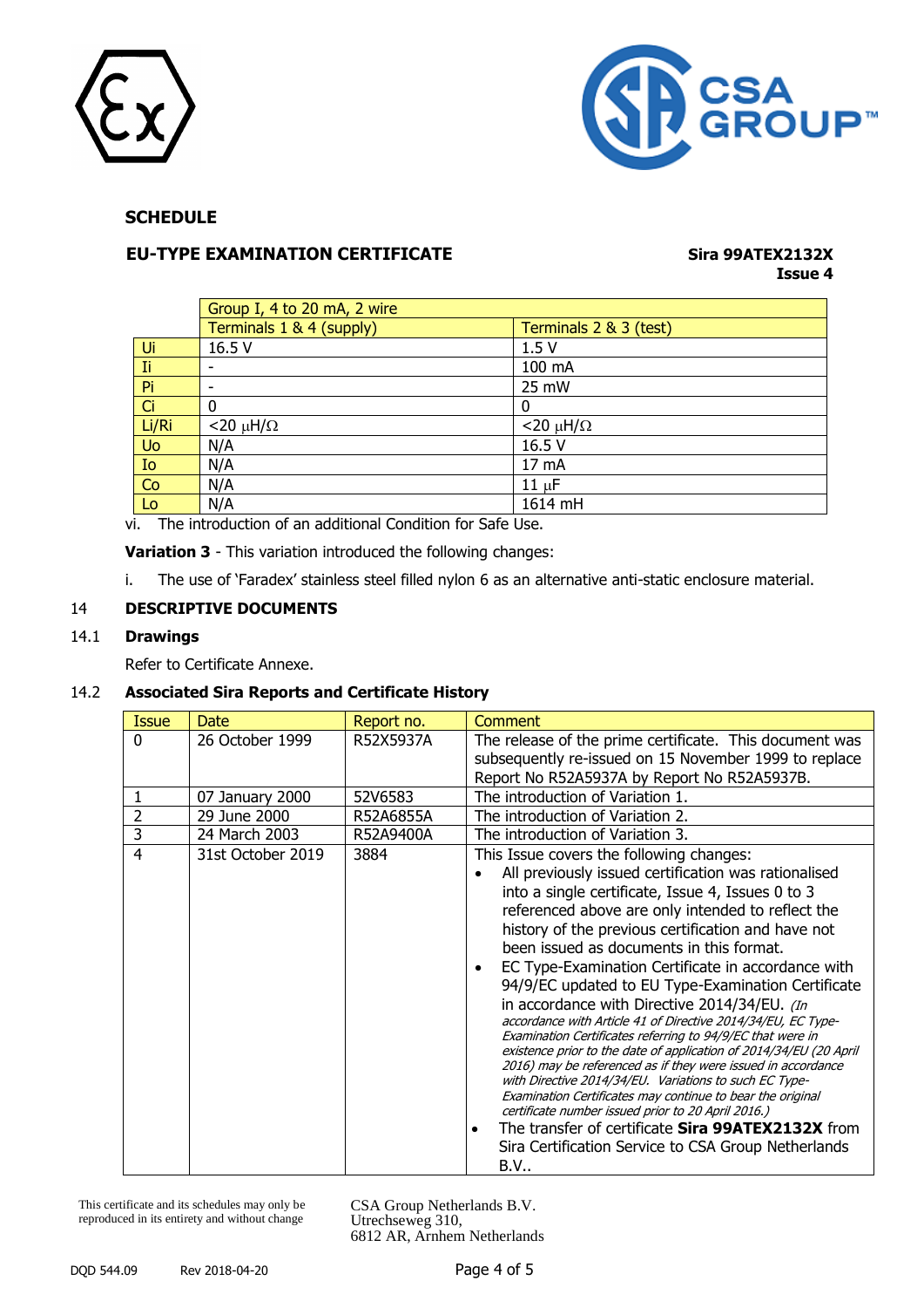**SCHEDULE**

**EU-TYPE EXAMINATION CERTIFICATE** **Sira 99ATEX2132X Issue 4**

| | Group I, 4 to 20 mA, 2 wire | |
|---|---|---|
| | Terminals 1 & 4 (supply) | Terminals 2 & 3 (test) |
| Ui | 16.5 V | 1.5 V |
| Ii | - | 100 mA |
| Pi | - | 25 mW |
| Ci | 0 | 0 |
| Li/Ri | <20 μH/Ω | <20 μH/Ω |
| Uo | N/A | 16.5 V |
| Io | N/A | 17 mA |
| Co | N/A | 11 μF |
| Lo | N/A | 1614 mH |

vi. The introduction of an additional Condition for Safe Use.

**Variation 3** - This variation introduced the following changes:

i. The use of 'Faradex' stainless steel filled nylon 6 as an alternative anti-static enclosure material.

## 14 DESCRIPTIVE DOCUMENTS

### 14.1 Drawings

Refer to Certificate Annexe.

### 14.2 Associated Sira Reports and Certificate History

| Issue | Date | Report no. | Comment |
|---|---|---|---|
| 0 | 26 October 1999 | R52X5937A | The release of the prime certificate. This document was subsequently re-issued on 15 November 1999 to replace Report No R52A5937A by Report No R52A5937B. |
| 1 | 07 January 2000 | 52V6583 | The introduction of Variation 1. |
| 2 | 29 June 2000 | R52A6855A | The introduction of Variation 2. |
| 3 | 24 March 2003 | R52A9400A | The introduction of Variation 3. |
| 4 | 31st October 2019 | 3884 | This Issue covers the following changes: <br>• All previously issued certification was rationalised into a single certificate, Issue 4, Issues 0 to 3 referenced above are only intended to reflect the history of the previous certification and have not been issued as documents in this format. <br>• EC Type-Examination Certificate in accordance with 94/9/EC updated to EU Type-Examination Certificate in accordance with Directive 2014/34/EU. *(In accordance with Article 41 of Directive 2014/34/EU, EC Type-Examination Certificates referring to 94/9/EC that were in existence prior to the date of application of 2014/34/EU (20 April 2016) may be referenced as if they were issued in accordance with Directive 2014/34/EU. Variations to such EC Type-Examination Certificates may continue to bear the original certificate number issued prior to 20 April 2016.)* <br>• The transfer of certificate **Sira 99ATEX2132X** from Sira Certification Service to CSA Group Netherlands B.V.. |

This certificate and its schedules may only be reproduced in its entirety and without change

CSA Group Netherlands B.V.
Utrechseweg 310,
6812 AR, Arnhem Netherlands

DQD 544.09 Rev 2018-04-20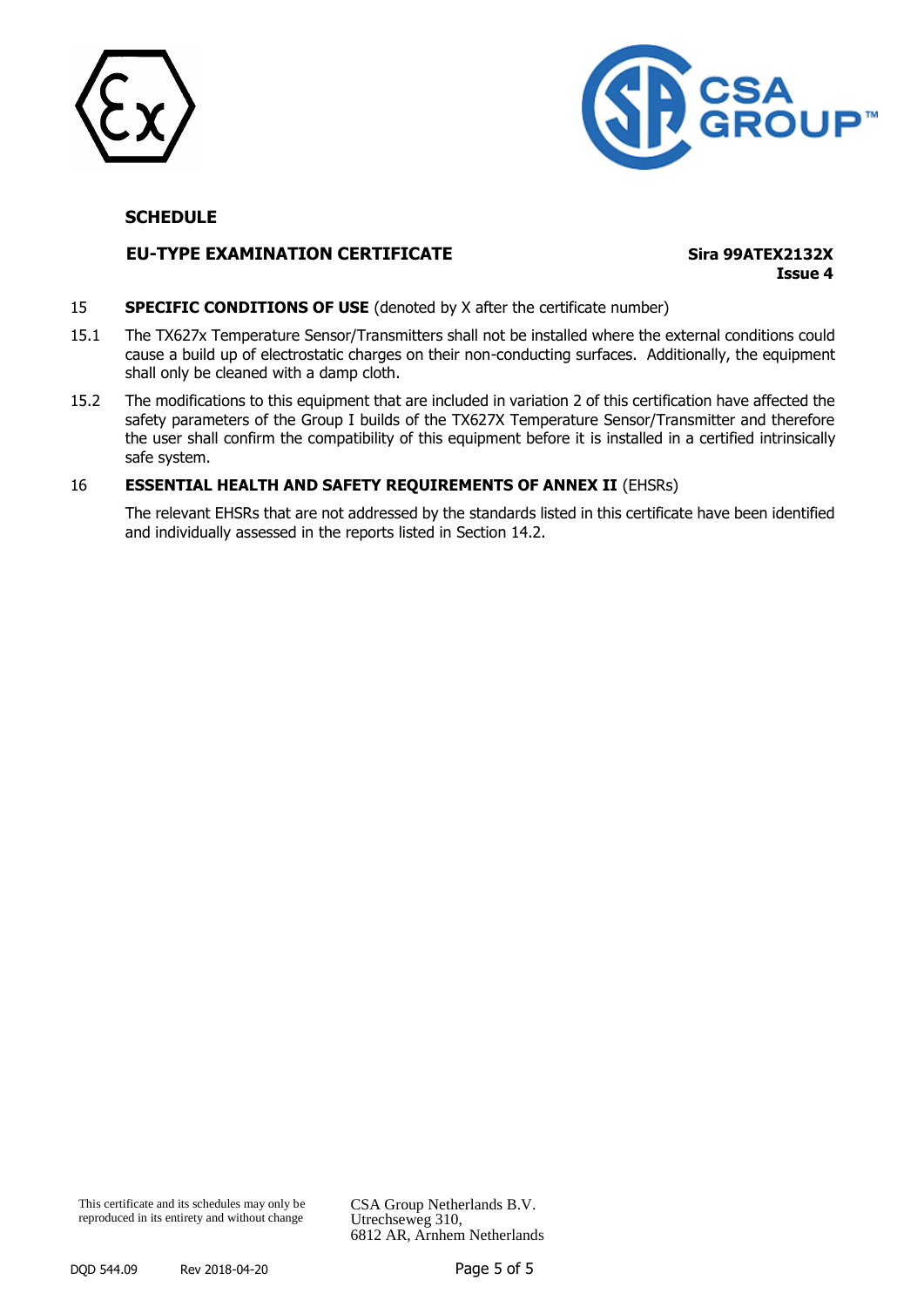**SCHEDULE**

**EU-TYPE EXAMINATION CERTIFICATE** **Sira 99ATEX2132X**
**Issue 4**

15 **SPECIFIC CONDITIONS OF USE** (denoted by X after the certificate number)

15.1 The TX627x Temperature Sensor/Transmitters shall not be installed where the external conditions could cause a build up of electrostatic charges on their non-conducting surfaces. Additionally, the equipment shall only be cleaned with a damp cloth.

15.2 The modifications to this equipment that are included in variation 2 of this certification have affected the safety parameters of the Group I builds of the TX627X Temperature Sensor/Transmitter and therefore the user shall confirm the compatibility of this equipment before it is installed in a certified intrinsically safe system.

16 **ESSENTIAL HEALTH AND SAFETY REQUIREMENTS OF ANNEX II** (EHSRs)

The relevant EHSRs that are not addressed by the standards listed in this certificate have been identified and individually assessed in the reports listed in Section 14.2.

This certificate and its schedules may only be reproduced in its entirety and without change

CSA Group Netherlands B.V.
Utrechseweg 310,
6812 AR, Arnhem Netherlands

DQD 544.09 Rev 2018-04-20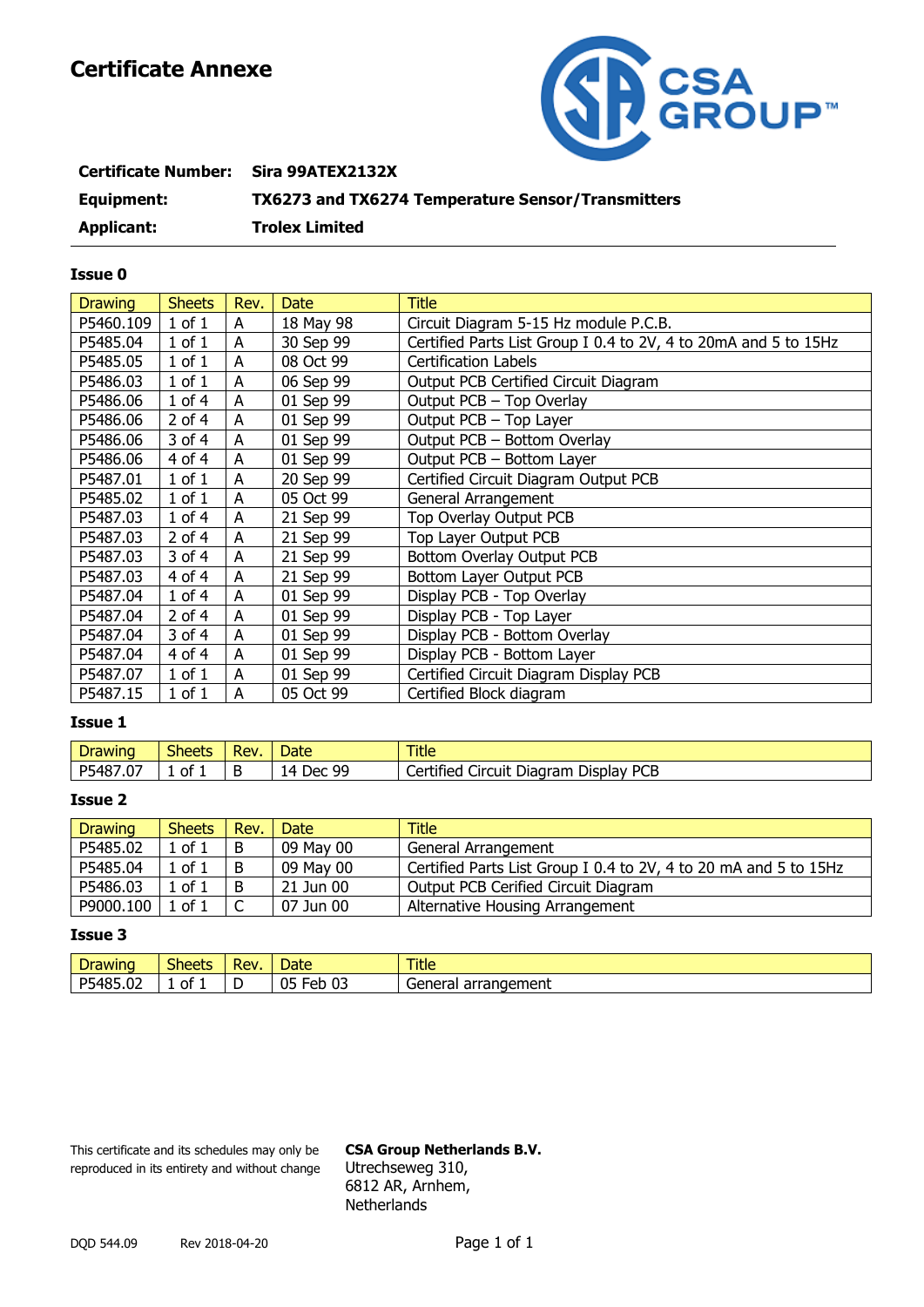# Certificate Annexe

**Certificate Number:** Sira 99ATEX2132X

**Equipment:** TX6273 and TX6274 Temperature Sensor/Transmitters

**Applicant:** Trolex Limited

### Issue 0

| Drawing | Sheets | Rev. | Date | Title |
|---|---|---|---|---|
| P5460.109 | 1 of 1 | A | 18 May 98 | Circuit Diagram 5-15 Hz module P.C.B. |
| P5485.04 | 1 of 1 | A | 30 Sep 99 | Certified Parts List Group I 0.4 to 2V, 4 to 20mA and 5 to 15Hz |
| P5485.05 | 1 of 1 | A | 08 Oct 99 | Certification Labels |
| P5486.03 | 1 of 1 | A | 06 Sep 99 | Output PCB Certified Circuit Diagram |
| P5486.06 | 1 of 4 | A | 01 Sep 99 | Output PCB – Top Overlay |
| P5486.06 | 2 of 4 | A | 01 Sep 99 | Output PCB – Top Layer |
| P5486.06 | 3 of 4 | A | 01 Sep 99 | Output PCB – Bottom Overlay |
| P5486.06 | 4 of 4 | A | 01 Sep 99 | Output PCB – Bottom Layer |
| P5487.01 | 1 of 1 | A | 20 Sep 99 | Certified Circuit Diagram Output PCB |
| P5485.02 | 1 of 1 | A | 05 Oct 99 | General Arrangement |
| P5487.03 | 1 of 4 | A | 21 Sep 99 | Top Overlay Output PCB |
| P5487.03 | 2 of 4 | A | 21 Sep 99 | Top Layer Output PCB |
| P5487.03 | 3 of 4 | A | 21 Sep 99 | Bottom Overlay Output PCB |
| P5487.03 | 4 of 4 | A | 21 Sep 99 | Bottom Layer Output PCB |
| P5487.04 | 1 of 4 | A | 01 Sep 99 | Display PCB - Top Overlay |
| P5487.04 | 2 of 4 | A | 01 Sep 99 | Display PCB - Top Layer |
| P5487.04 | 3 of 4 | A | 01 Sep 99 | Display PCB - Bottom Overlay |
| P5487.04 | 4 of 4 | A | 01 Sep 99 | Display PCB - Bottom Layer |
| P5487.07 | 1 of 1 | A | 01 Sep 99 | Certified Circuit Diagram Display PCB |
| P5487.15 | 1 of 1 | A | 05 Oct 99 | Certified Block diagram |

### Issue 1

| Drawing | Sheets | Rev. | Date | Title |
|---|---|---|---|---|
| P5487.07 | 1 of 1 | B | 14 Dec 99 | Certified Circuit Diagram Display PCB |

### Issue 2

| Drawing | Sheets | Rev. | Date | Title |
|---|---|---|---|---|
| P5485.02 | 1 of 1 | B | 09 May 00 | General Arrangement |
| P5485.04 | 1 of 1 | B | 09 May 00 | Certified Parts List Group I 0.4 to 2V, 4 to 20 mA and 5 to 15Hz |
| P5486.03 | 1 of 1 | B | 21 Jun 00 | Output PCB Cerified Circuit Diagram |
| P9000.100 | 1 of 1 | C | 07 Jun 00 | Alternative Housing Arrangement |

### Issue 3

| Drawing | Sheets | Rev. | Date | Title |
|---|---|---|---|---|
| P5485.02 | 1 of 1 | D | 05 Feb 03 | General arrangement |

This certificate and its schedules may only be reproduced in its entirety and without change

**CSA Group Netherlands B.V.**
Utrechseweg 310,
6812 AR, Arnhem,
Netherlands

DQD 544.09 Rev 2018-04-20